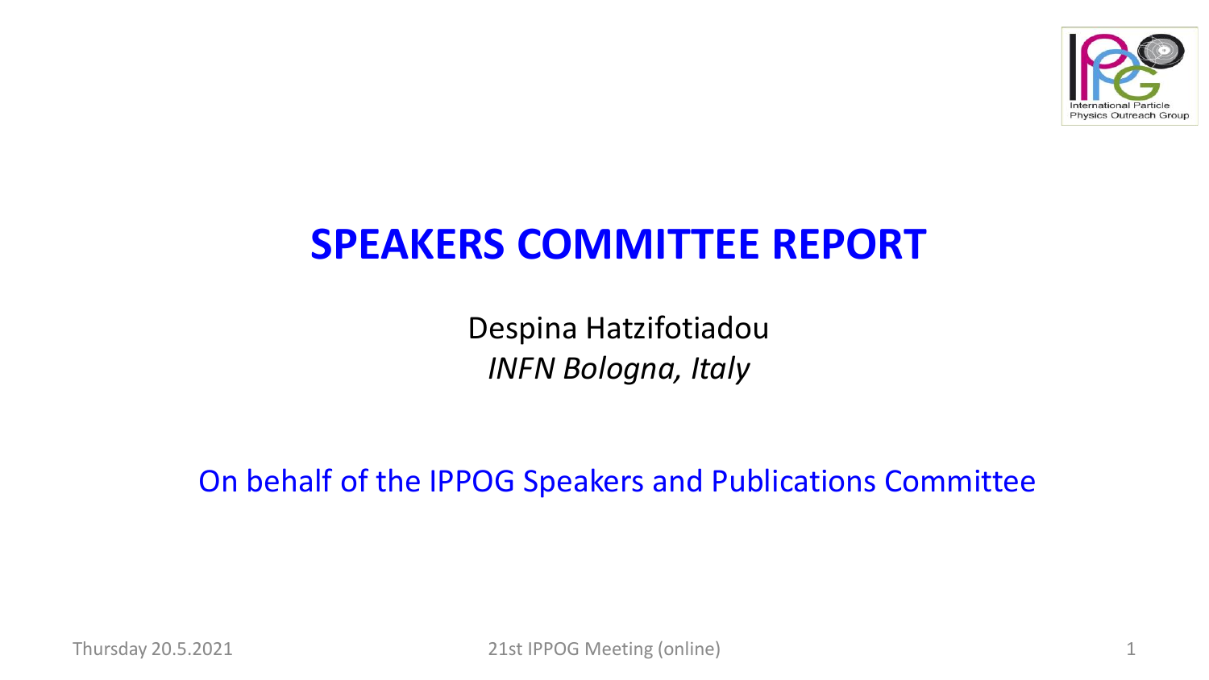# SPEAKERS COMMITTEE REPORT

Despina Hatzifotiadou

*INFN Bologna, Italy*

On behalf of the IPPOG Speakers and Publications Committee

Thursday 20.5.2021

21st IPPOG Meeting (online)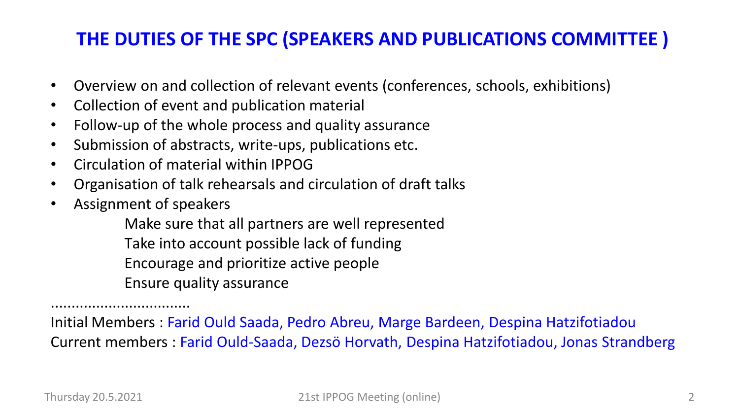# THE DUTIES OF THE SPC (SPEAKERS AND PUBLICATIONS COMMITTEE )

- Overview on and collection of relevant events (conferences, schools, exhibitions)
- Collection of event and publication material
- Follow-up of the whole process and quality assurance
- Submission of abstracts, write-ups, publications etc.
- Circulation of material within IPPOG
- Organisation of talk rehearsals and circulation of draft talks
- Assignment of speakers
  - Make sure that all partners are well represented
  - Take into account possible lack of funding
  - Encourage and prioritize active people
  - Ensure quality assurance

.................................

Initial Members : Farid Ould Saada, Pedro Abreu, Marge Bardeen, Despina Hatzifotiadou

Current members : Farid Ould-Saada, Dezsö Horvath, Despina Hatzifotiadou, Jonas Strandberg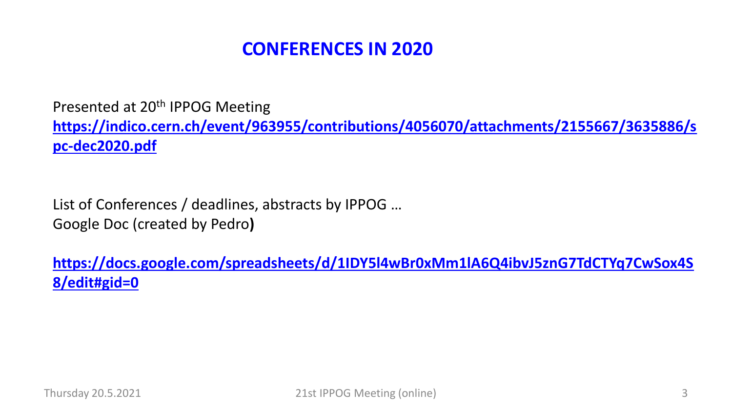# CONFERENCES IN 2020

Presented at 20th IPPOG Meeting
**https://indico.cern.ch/event/963955/contributions/4056070/attachments/2155667/3635886/spc-dec2020.pdf**

List of Conferences / deadlines, abstracts by IPPOG …
Google Doc (created by Pedro**)**

**https://docs.google.com/spreadsheets/d/1IDY5l4wBr0xMm1lA6Q4ibvJ5znG7TdCTYq7CwSox4S8/edit#gid=0**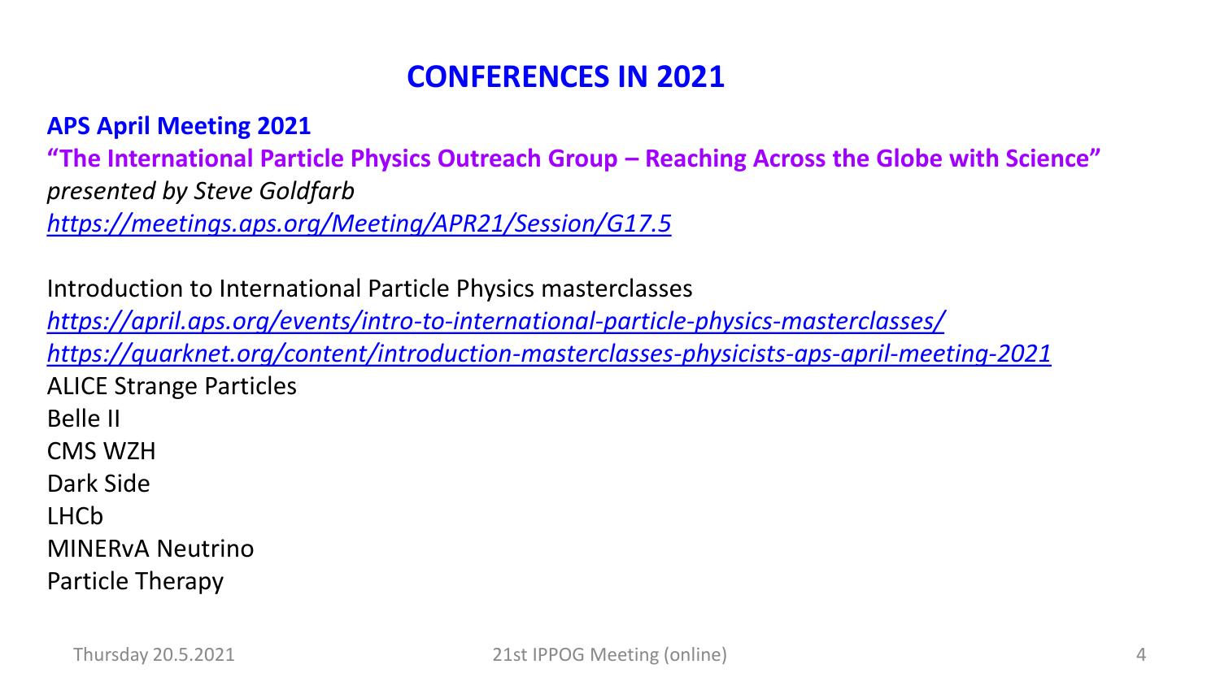# CONFERENCES IN 2021

**APS April Meeting 2021**

**"The International Particle Physics Outreach Group – Reaching Across the Globe with Science"**

*presented by Steve Goldfarb*

*https://meetings.aps.org/Meeting/APR21/Session/G17.5*

Introduction to International Particle Physics masterclasses

*https://april.aps.org/events/intro-to-international-particle-physics-masterclasses/*

*https://quarknet.org/content/introduction-masterclasses-physicists-aps-april-meeting-2021*

ALICE Strange Particles

Belle II

CMS WZH

Dark Side

LHCb

MINERvA Neutrino

Particle Therapy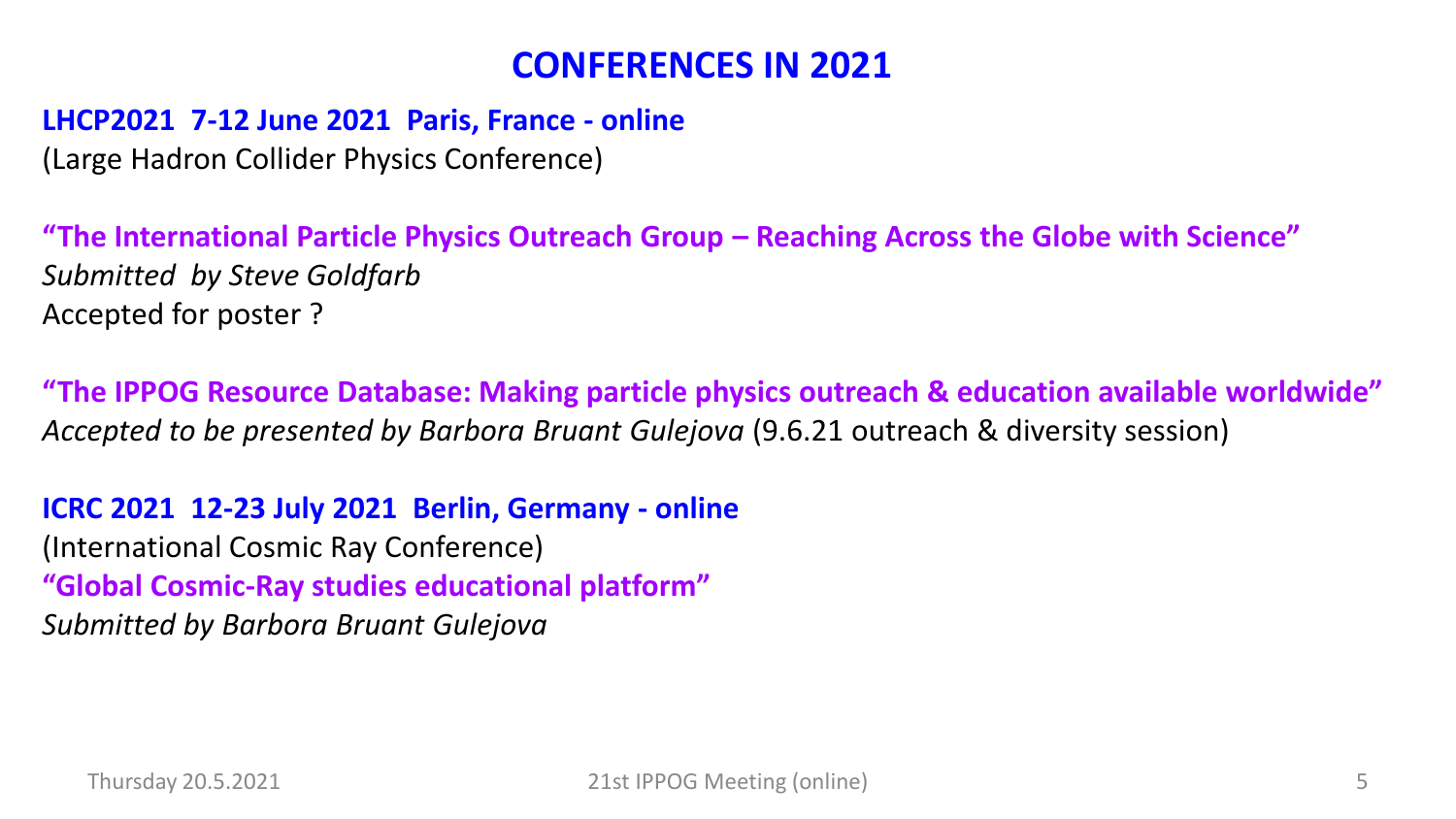# CONFERENCES IN 2021

**LHCP2021 7-12 June 2021 Paris, France - online**
(Large Hadron Collider Physics Conference)

**"The International Particle Physics Outreach Group – Reaching Across the Globe with Science"**
*Submitted by Steve Goldfarb*
Accepted for poster ?

**"The IPPOG Resource Database: Making particle physics outreach & education available worldwide"**
*Accepted to be presented by Barbora Bruant Gulejova* (9.6.21 outreach & diversity session)

**ICRC 2021 12-23 July 2021 Berlin, Germany - online**
(International Cosmic Ray Conference)
**"Global Cosmic-Ray studies educational platform"**
*Submitted by Barbora Bruant Gulejova*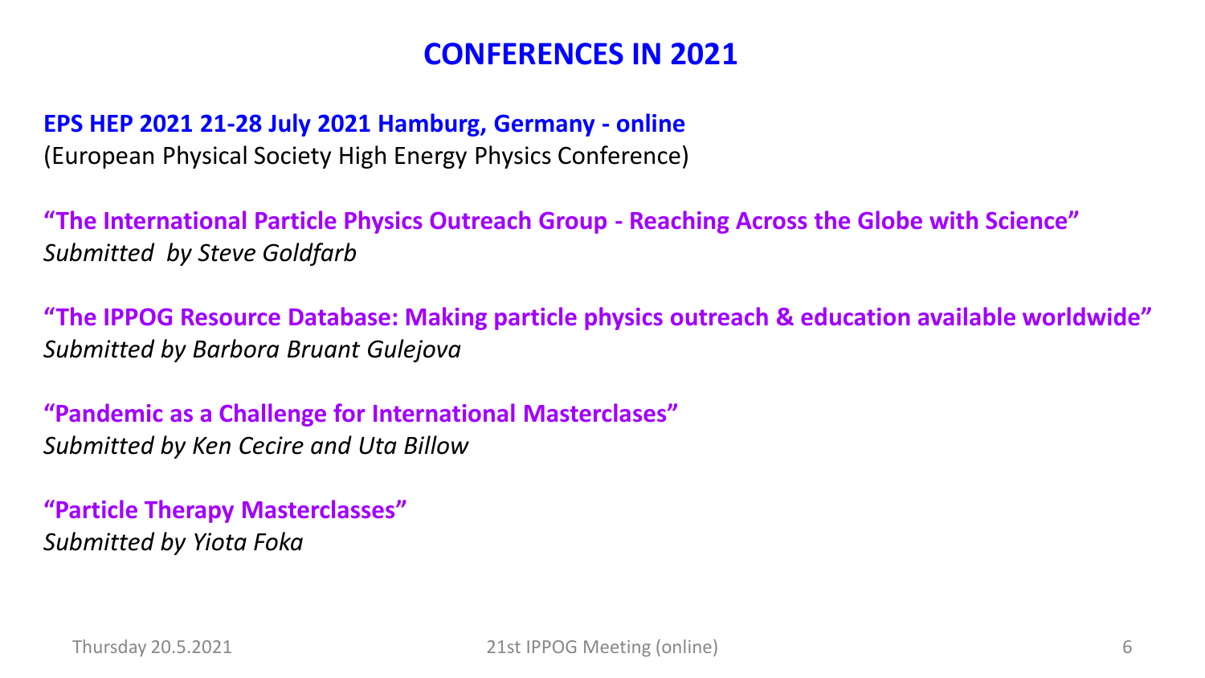# CONFERENCES IN 2021

**EPS HEP 2021 21-28 July 2021 Hamburg, Germany - online**
(European Physical Society High Energy Physics Conference)

**"The International Particle Physics Outreach Group - Reaching Across the Globe with Science"**
*Submitted by Steve Goldfarb*

**"The IPPOG Resource Database: Making particle physics outreach & education available worldwide"**
*Submitted by Barbora Bruant Gulejova*

**"Pandemic as a Challenge for International Masterclases"**
*Submitted by Ken Cecire and Uta Billow*

**"Particle Therapy Masterclasses"**
*Submitted by Yiota Foka*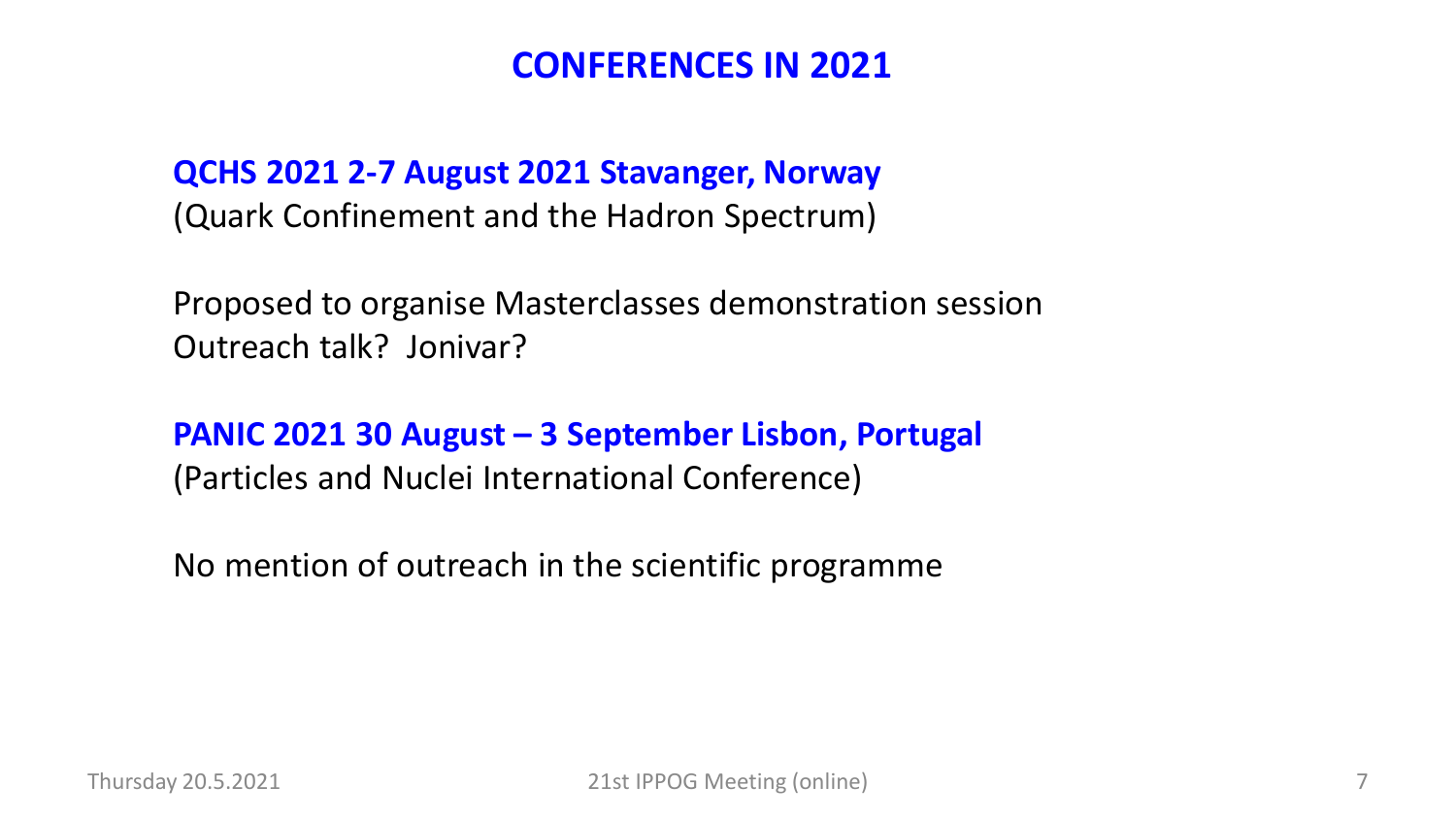# CONFERENCES IN 2021

**QCHS 2021 2-7 August 2021 Stavanger, Norway**
(Quark Confinement and the Hadron Spectrum)

Proposed to organise Masterclasses demonstration session
Outreach talk? Jonivar?

**PANIC 2021 30 August – 3 September Lisbon, Portugal**
(Particles and Nuclei International Conference)

No mention of outreach in the scientific programme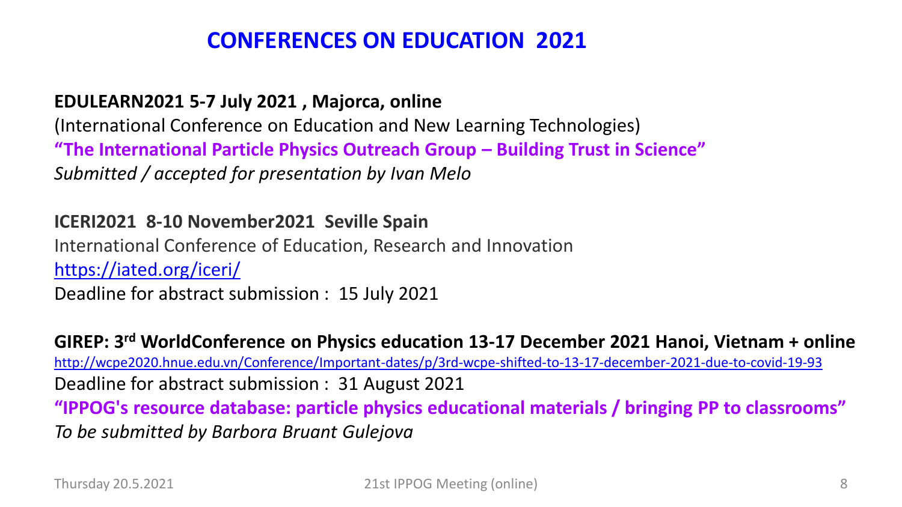# CONFERENCES ON EDUCATION 2021

**EDULEARN2021 5-7 July 2021 , Majorca, online**

(International Conference on Education and New Learning Technologies)

**"The International Particle Physics Outreach Group – Building Trust in Science"**

*Submitted / accepted for presentation by Ivan Melo*

**ICERI2021 8-10 November2021 Seville Spain**

International Conference of Education, Research and Innovation

https://iated.org/iceri/

Deadline for abstract submission : 15 July 2021

**GIREP: 3rd WorldConference on Physics education 13-17 December 2021 Hanoi, Vietnam + online**

http://wcpe2020.hnue.edu.vn/Conference/Important-dates/p/3rd-wcpe-shifted-to-13-17-december-2021-due-to-covid-19-93

Deadline for abstract submission : 31 August 2021

**"IPPOG's resource database: particle physics educational materials / bringing PP to classrooms"**

*To be submitted by Barbora Bruant Gulejova*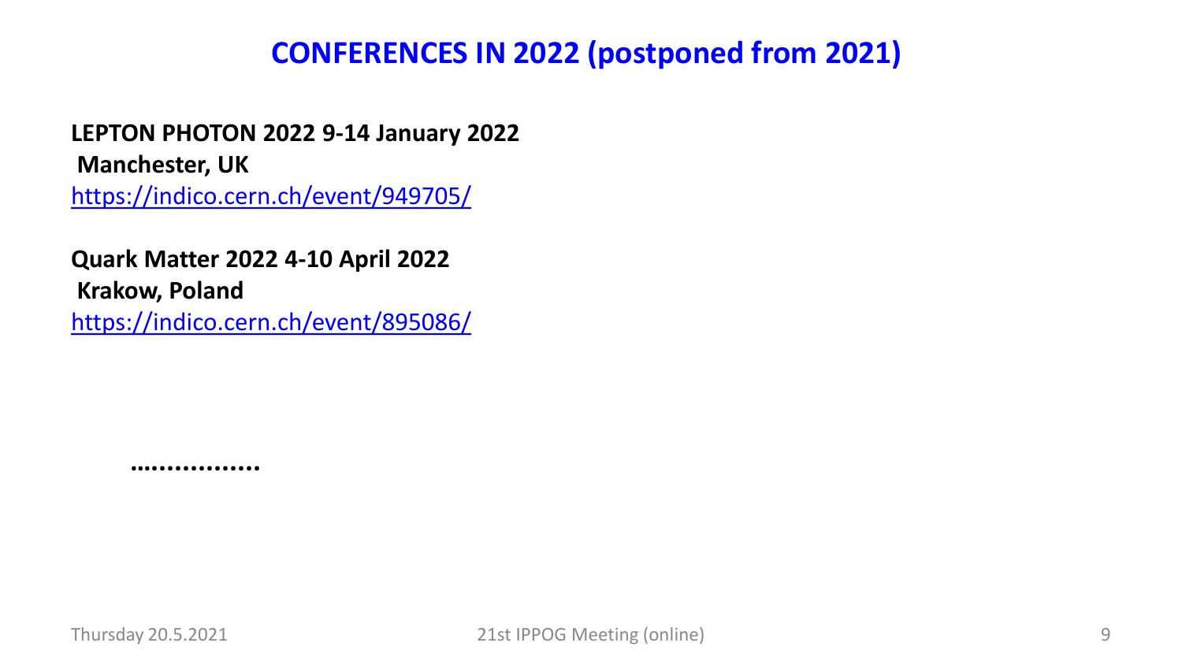# CONFERENCES IN 2022 (postponed from 2021)

**LEPTON PHOTON 2022 9-14 January 2022**
**Manchester, UK**
https://indico.cern.ch/event/949705/

**Quark Matter 2022 4-10 April 2022**
**Krakow, Poland**
https://indico.cern.ch/event/895086/

**................**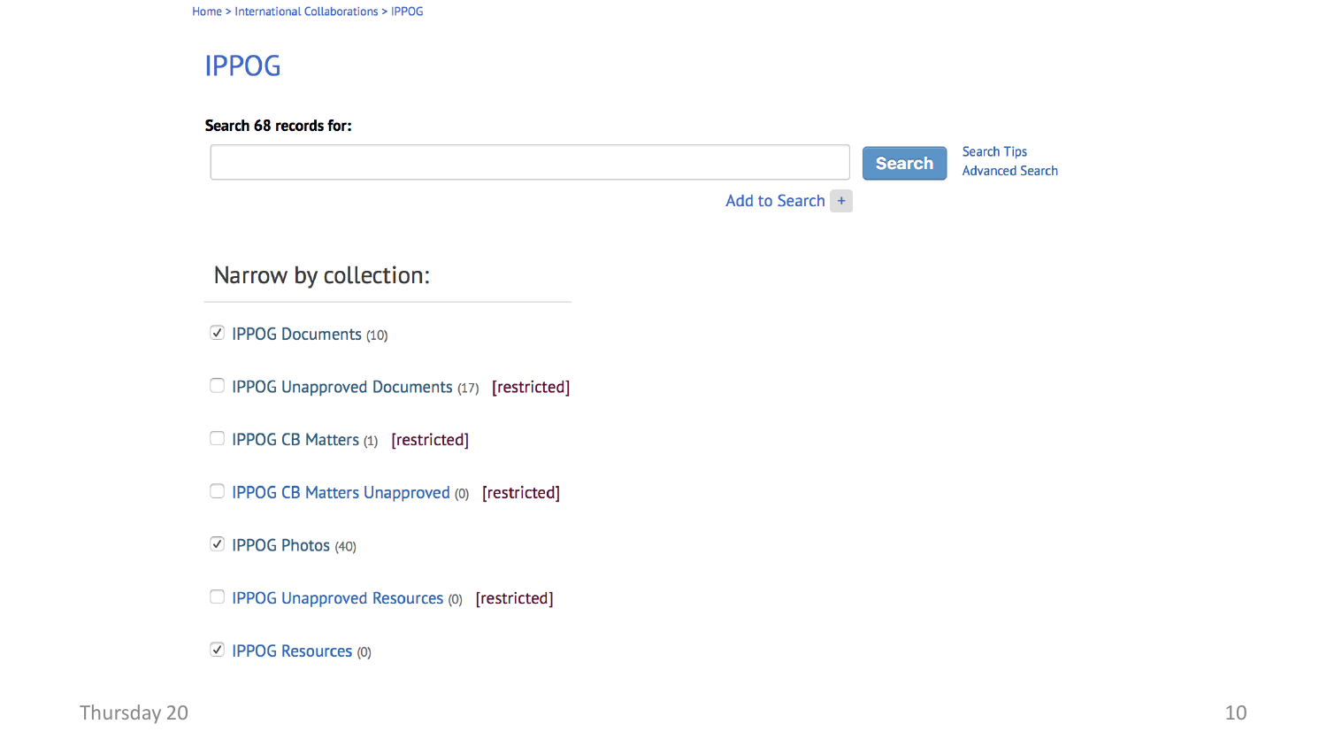Home > International Collaborations > IPPOG

# IPPOG

**Search 68 records for:**

Search

Search Tips
Advanced Search

Add to Search +

## Narrow by collection:

- [x] IPPOG Documents (10)
- [ ] IPPOG Unapproved Documents (17) [restricted]
- [ ] IPPOG CB Matters (1) [restricted]
- [ ] IPPOG CB Matters Unapproved (0) [restricted]
- [x] IPPOG Photos (40)
- [ ] IPPOG Unapproved Resources (0) [restricted]
- [x] IPPOG Resources (0)

Thursday 20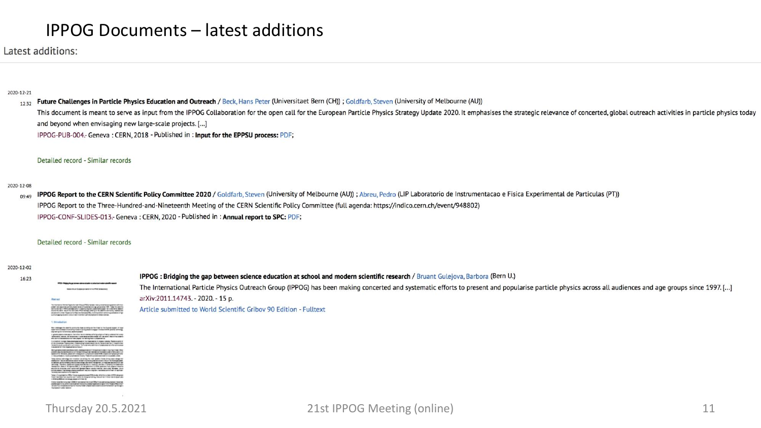# IPPOG Documents – latest additions

Latest additions:

2020-12-21

12:32 **Future Challenges in Particle Physics Education and Outreach** / Beck, Hans Peter (Universitaet Bern (CH)) ; Goldfarb, Steven (University of Melbourne (AU))

This document is meant to serve as input from the IPPOG Collaboration for the open call for the European Particle Physics Strategy Update 2020. It emphasises the strategic relevance of concerted, global outreach activities in particle physics today and beyond when envisaging new large-scale projects. [...]

IPPOG-PUB-004.- Geneva : CERN, 2018 - Published in : **Input for the EPPSU process:** PDF;

Detailed record - Similar records

2020-12-08

09:49 **IPPOG Report to the CERN Scientific Policy Committee 2020** / Goldfarb, Steven (University of Melbourne (AU)) ; Abreu, Pedro (LIP Laboratorio de Instrumentacao e Fisica Experimental de Particulas (PT))

IPPOG Report to the Three-Hundred-and-Nineteenth Meeting of the CERN Scientific Policy Committee (full agenda: https://indico.cern.ch/event/948802)

IPPOG-CONF-SLIDES-013.- Geneva : CERN, 2020 - Published in : **Annual report to SPC:** PDF;

Detailed record - Similar records

2020-12-02

16:23 **IPPOG : Bridging the gap between science education at school and modern scientific research** / Bruant Gulejova, Barbora (Bern U.)

The International Particle Physics Outreach Group (IPPOG) has been making concerted and systematic efforts to present and popularise particle physics across all audiences and age groups since 1997. [...]

arXiv:2011.14743. - 2020. - 15 p.

Article submitted to World Scientific Gribov 90 Edition - Fulltext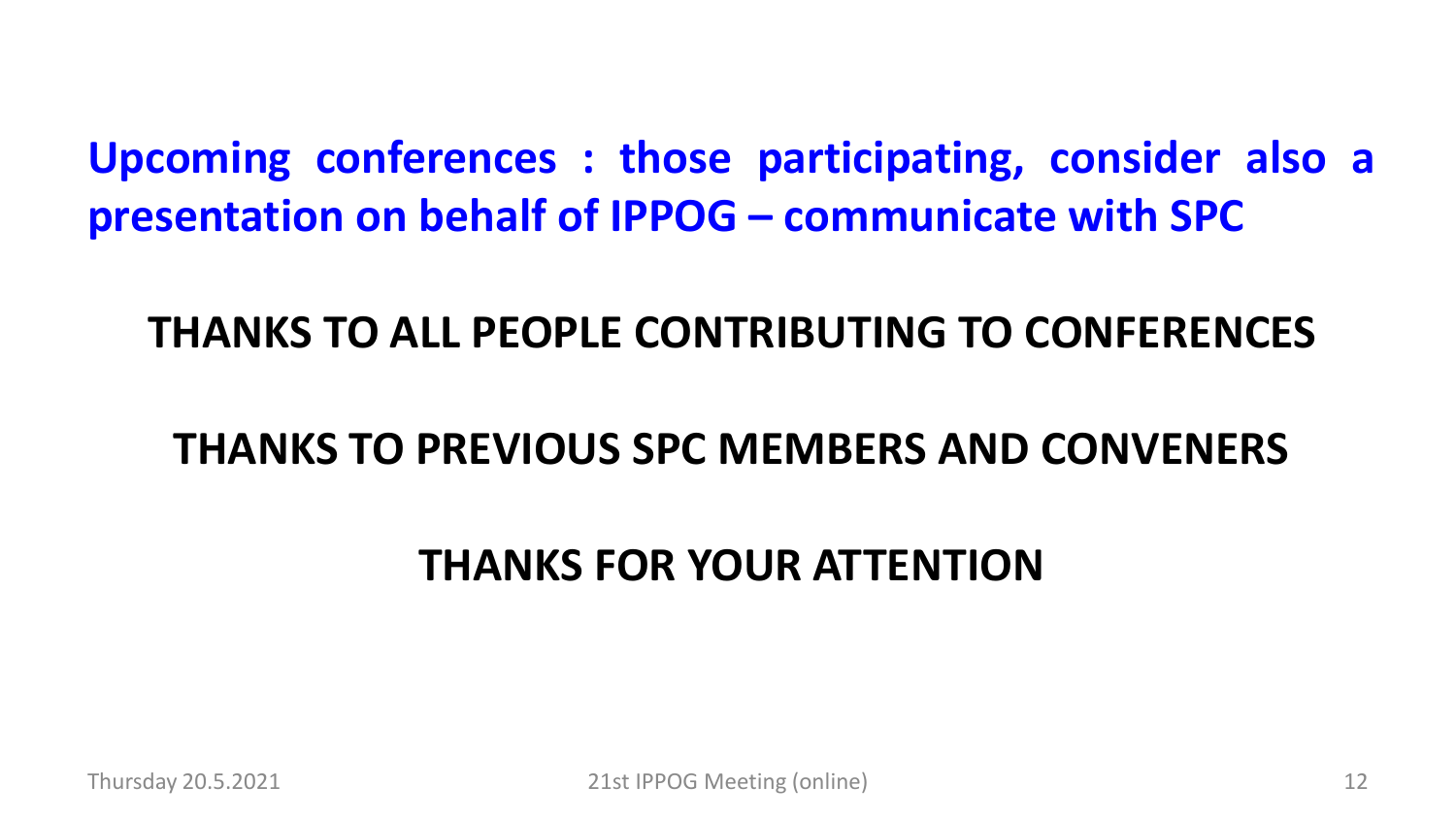**Upcoming conferences : those participating, consider also a presentation on behalf of IPPOG – communicate with SPC**

**THANKS TO ALL PEOPLE CONTRIBUTING TO CONFERENCES**

**THANKS TO PREVIOUS SPC MEMBERS AND CONVENERS**

**THANKS FOR YOUR ATTENTION**